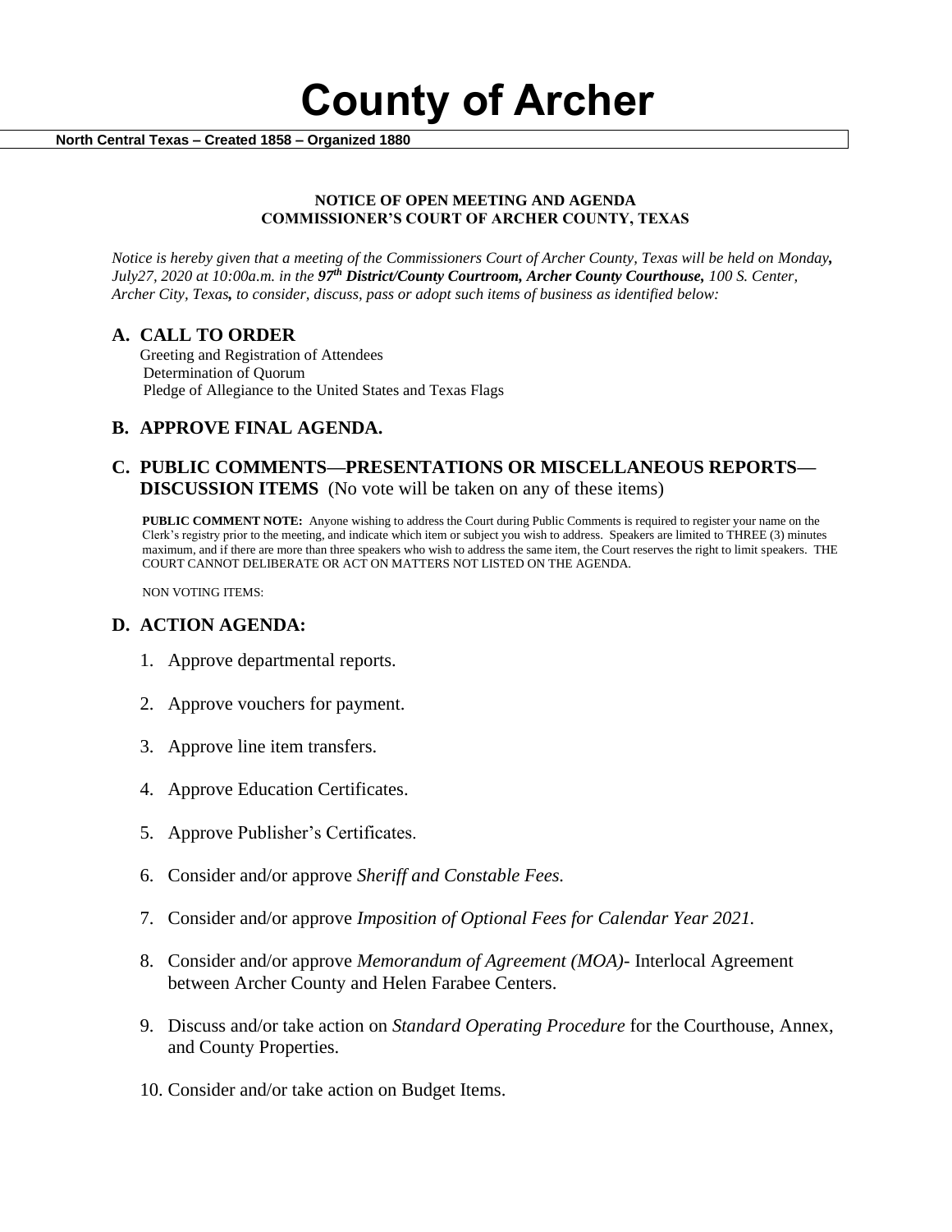# County of Archer

**North Central Texas – Created 1858 – Organized 1880**

**NOTICE OF OPEN MEETING AND AGENDA**
**COMMISSIONER'S COURT OF ARCHER COUNTY, TEXAS**

*Notice is hereby given that a meeting of the Commissioners Court of Archer County, Texas will be held on Monday**,** July27, 2020 at 10:00a.m. in the **97th District/County Courtroom, Archer County Courthouse,** 100 S. Center, Archer City, Texas**,** to consider, discuss, pass or adopt such items of business as identified below:*

## A. CALL TO ORDER

Greeting and Registration of Attendees
Determination of Quorum
Pledge of Allegiance to the United States and Texas Flags

## B. APPROVE FINAL AGENDA.

## C. PUBLIC COMMENTS—PRESENTATIONS OR MISCELLANEOUS REPORTS—DISCUSSION ITEMS (No vote will be taken on any of these items)

**PUBLIC COMMENT NOTE:** Anyone wishing to address the Court during Public Comments is required to register your name on the Clerk's registry prior to the meeting, and indicate which item or subject you wish to address. Speakers are limited to THREE (3) minutes maximum, and if there are more than three speakers who wish to address the same item, the Court reserves the right to limit speakers. THE COURT CANNOT DELIBERATE OR ACT ON MATTERS NOT LISTED ON THE AGENDA.

NON VOTING ITEMS:

## D. ACTION AGENDA:

1. Approve departmental reports.
2. Approve vouchers for payment.
3. Approve line item transfers.
4. Approve Education Certificates.
5. Approve Publisher's Certificates.
6. Consider and/or approve *Sheriff and Constable Fees.*
7. Consider and/or approve *Imposition of Optional Fees for Calendar Year 2021.*
8. Consider and/or approve *Memorandum of Agreement (MOA)*- Interlocal Agreement between Archer County and Helen Farabee Centers.
9. Discuss and/or take action on *Standard Operating Procedure* for the Courthouse, Annex, and County Properties.
10. Consider and/or take action on Budget Items.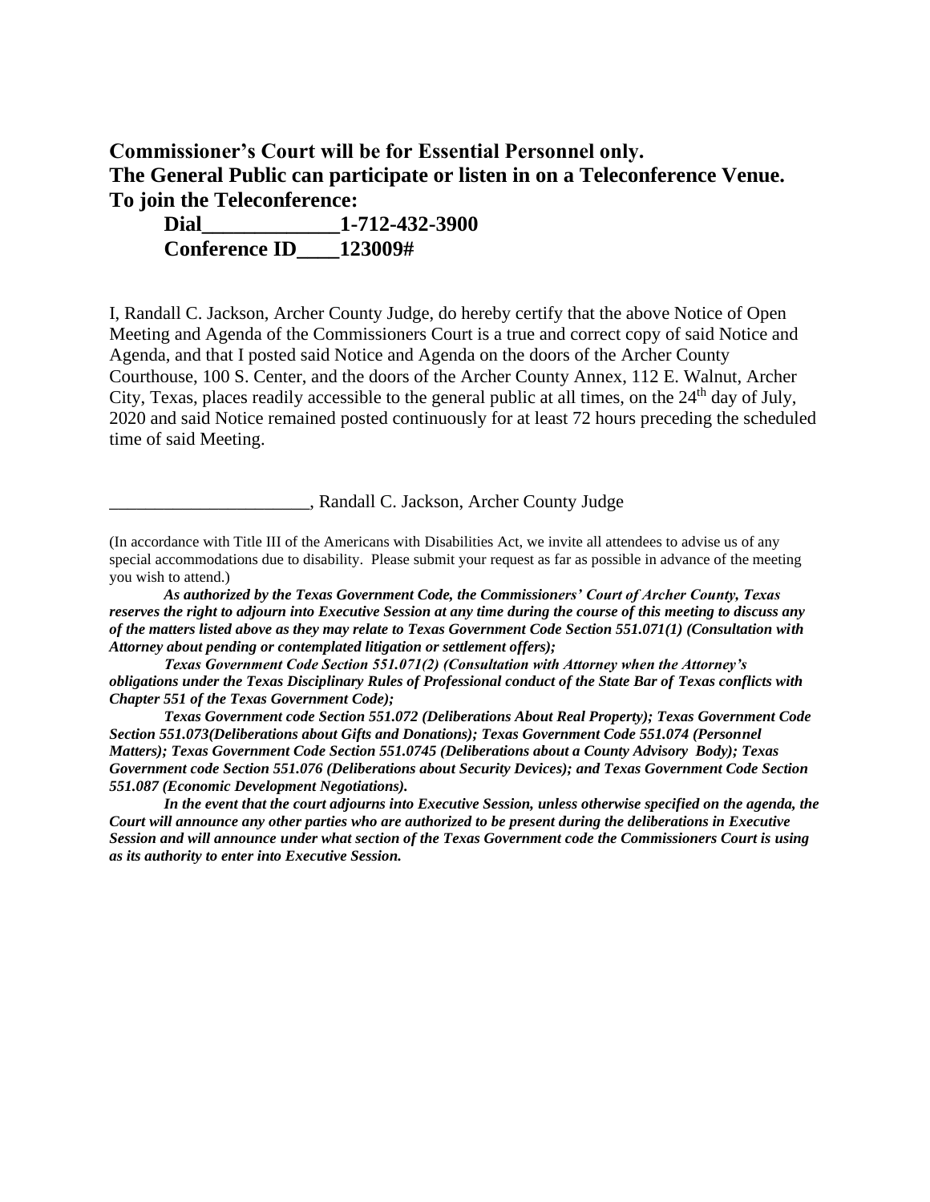**Commissioner's Court will be for Essential Personnel only.**
**The General Public can participate or listen in on a Teleconference Venue.**
**To join the Teleconference:**

**Dial_____________1-712-432-3900**
**Conference ID____123009#**

I, Randall C. Jackson, Archer County Judge, do hereby certify that the above Notice of Open Meeting and Agenda of the Commissioners Court is a true and correct copy of said Notice and Agenda, and that I posted said Notice and Agenda on the doors of the Archer County Courthouse, 100 S. Center, and the doors of the Archer County Annex, 112 E. Walnut, Archer City, Texas, places readily accessible to the general public at all times, on the 24th day of July, 2020 and said Notice remained posted continuously for at least 72 hours preceding the scheduled time of said Meeting.

______________________, Randall C. Jackson, Archer County Judge

(In accordance with Title III of the Americans with Disabilities Act, we invite all attendees to advise us of any special accommodations due to disability. Please submit your request as far as possible in advance of the meeting you wish to attend.)

***As authorized by the Texas Government Code, the Commissioners' Court of Archer County, Texas reserves the right to adjourn into Executive Session at any time during the course of this meeting to discuss any of the matters listed above as they may relate to Texas Government Code Section 551.071(1) (Consultation with Attorney about pending or contemplated litigation or settlement offers);***

***Texas Government Code Section 551.071(2) (Consultation with Attorney when the Attorney's obligations under the Texas Disciplinary Rules of Professional conduct of the State Bar of Texas conflicts with Chapter 551 of the Texas Government Code);***

***Texas Government code Section 551.072 (Deliberations About Real Property); Texas Government Code Section 551.073(Deliberations about Gifts and Donations); Texas Government Code 551.074 (Personnel Matters); Texas Government Code Section 551.0745 (Deliberations about a County Advisory Body); Texas Government code Section 551.076 (Deliberations about Security Devices); and Texas Government Code Section 551.087 (Economic Development Negotiations).***

***In the event that the court adjourns into Executive Session, unless otherwise specified on the agenda, the Court will announce any other parties who are authorized to be present during the deliberations in Executive Session and will announce under what section of the Texas Government code the Commissioners Court is using as its authority to enter into Executive Session.***